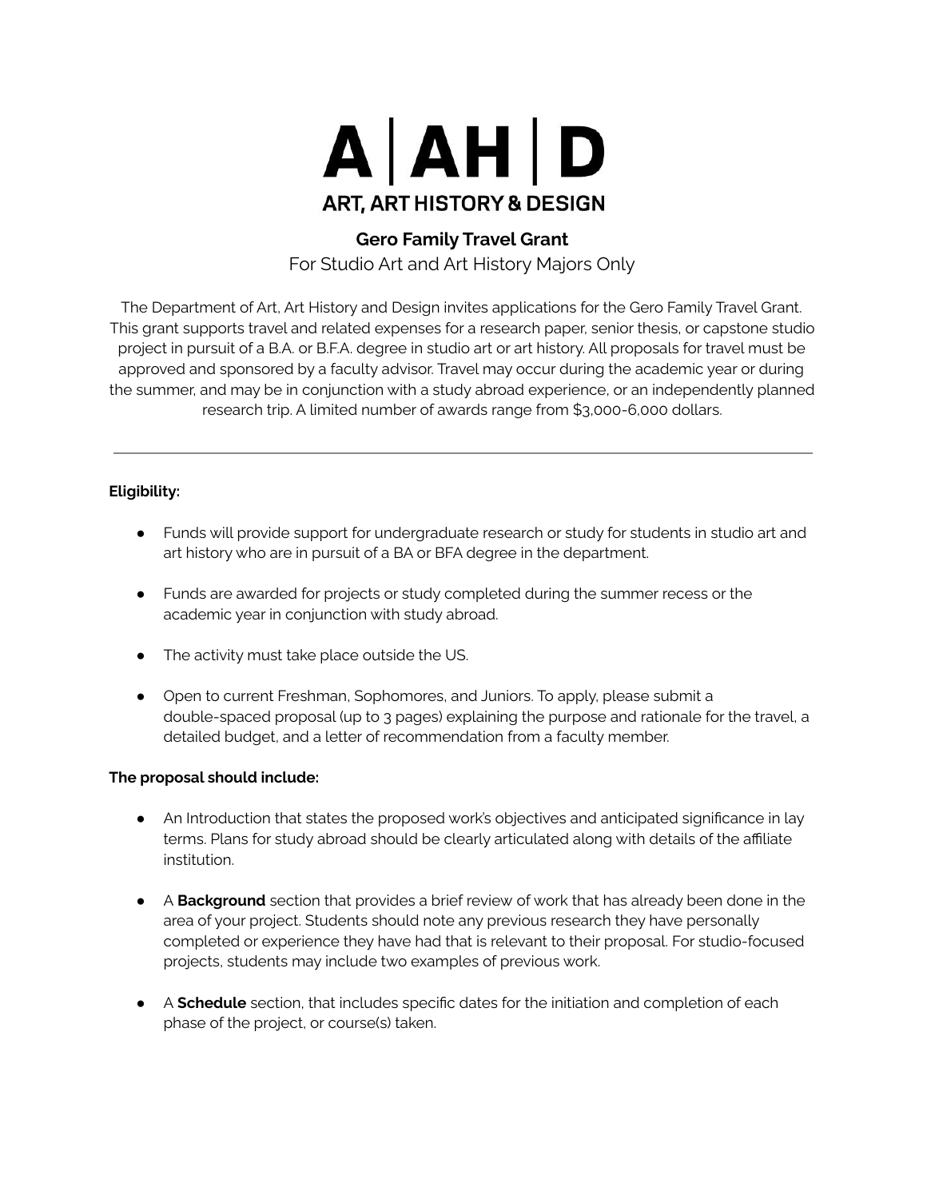# A | AH | D

## ART, ART HISTORY & DESIGN

**Gero Family Travel Grant**

For Studio Art and Art History Majors Only

The Department of Art, Art History and Design invites applications for the Gero Family Travel Grant. This grant supports travel and related expenses for a research paper, senior thesis, or capstone studio project in pursuit of a B.A. or B.F.A. degree in studio art or art history. All proposals for travel must be approved and sponsored by a faculty advisor. Travel may occur during the academic year or during the summer, and may be in conjunction with a study abroad experience, or an independently planned research trip. A limited number of awards range from $3,000-6,000 dollars.

---

**Eligibility:**

- Funds will provide support for undergraduate research or study for students in studio art and art history who are in pursuit of a BA or BFA degree in the department.
- Funds are awarded for projects or study completed during the summer recess or the academic year in conjunction with study abroad.
- The activity must take place outside the US.
- Open to current Freshman, Sophomores, and Juniors. To apply, please submit a double-spaced proposal (up to 3 pages) explaining the purpose and rationale for the travel, a detailed budget, and a letter of recommendation from a faculty member.

**The proposal should include:**

- An Introduction that states the proposed work's objectives and anticipated significance in lay terms. Plans for study abroad should be clearly articulated along with details of the affiliate institution.
- A **Background** section that provides a brief review of work that has already been done in the area of your project. Students should note any previous research they have personally completed or experience they have had that is relevant to their proposal. For studio-focused projects, students may include two examples of previous work.
- A **Schedule** section, that includes specific dates for the initiation and completion of each phase of the project, or course(s) taken.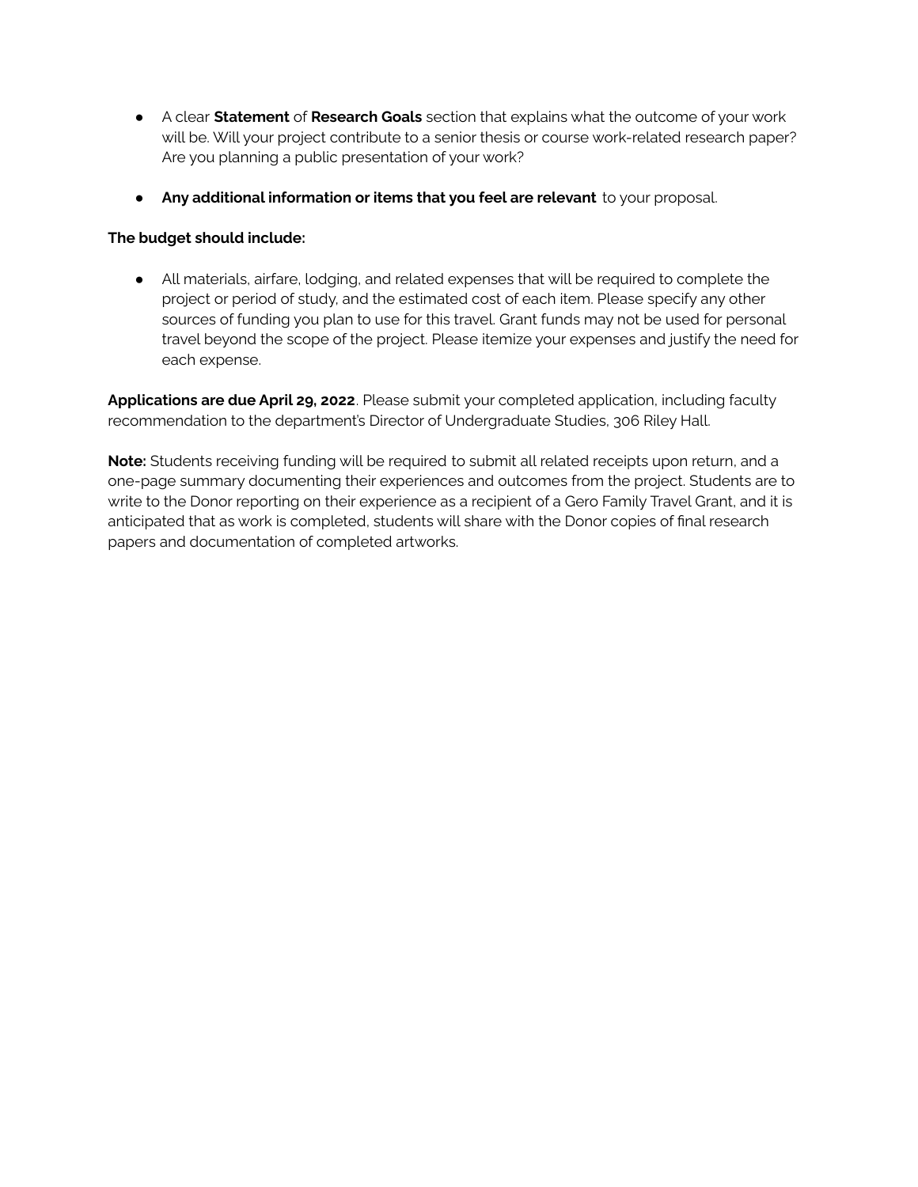- A clear **Statement** of **Research Goals** section that explains what the outcome of your work will be. Will your project contribute to a senior thesis or course work-related research paper? Are you planning a public presentation of your work?

- **Any additional information or items that you feel are relevant** to your proposal.

**The budget should include:**

- All materials, airfare, lodging, and related expenses that will be required to complete the project or period of study, and the estimated cost of each item. Please specify any other sources of funding you plan to use for this travel. Grant funds may not be used for personal travel beyond the scope of the project. Please itemize your expenses and justify the need for each expense.

**Applications are due April 29, 2022**. Please submit your completed application, including faculty recommendation to the department's Director of Undergraduate Studies, 306 Riley Hall.

**Note:** Students receiving funding will be required to submit all related receipts upon return, and a one-page summary documenting their experiences and outcomes from the project. Students are to write to the Donor reporting on their experience as a recipient of a Gero Family Travel Grant, and it is anticipated that as work is completed, students will share with the Donor copies of final research papers and documentation of completed artworks.